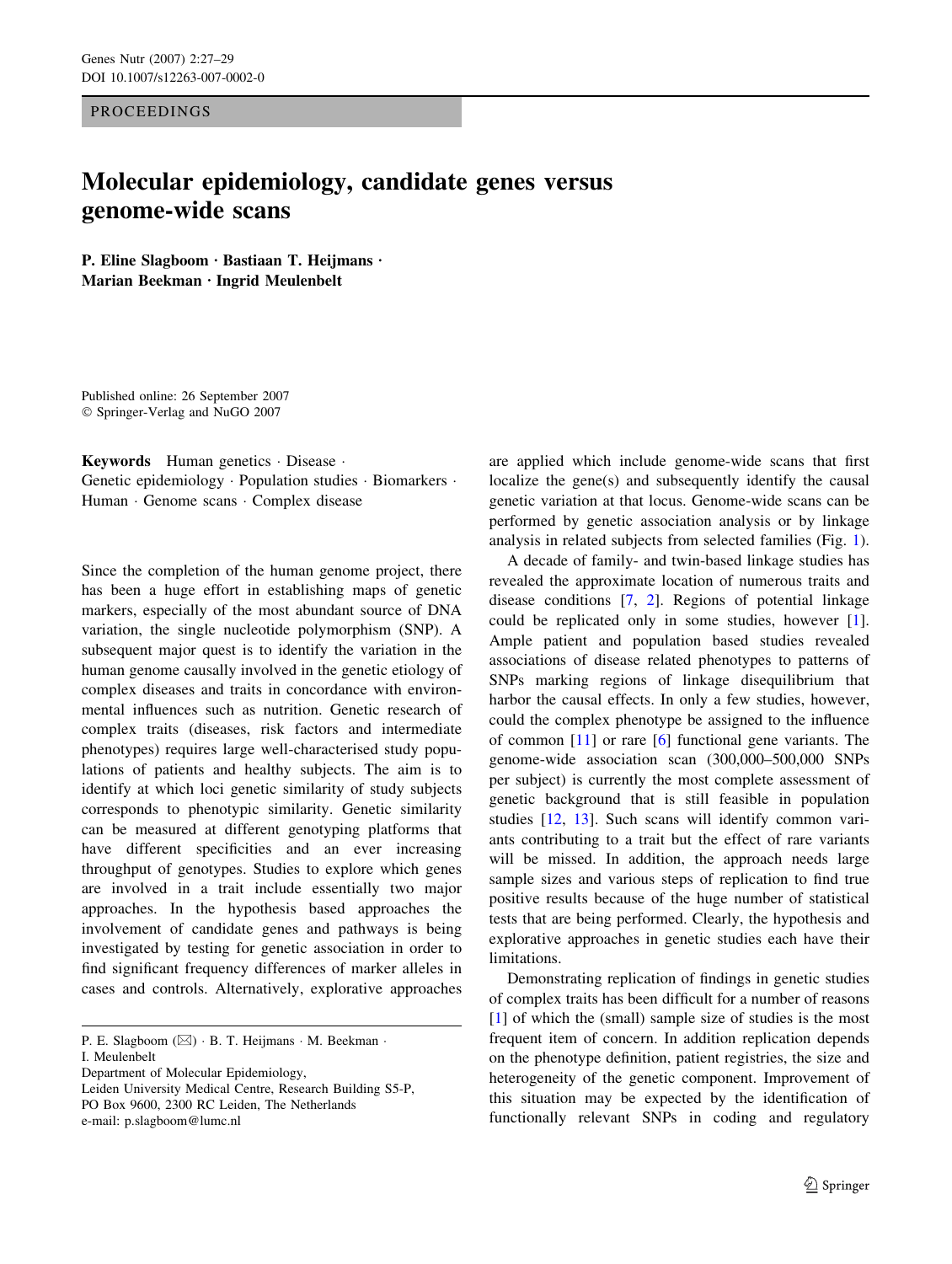PROCEEDINGS

# Molecular epidemiology, candidate genes versus genome-wide scans

**P. Eline Slagboom · Bastiaan T. Heijmans · Marian Beekman · Ingrid Meulenbelt**

Published online: 26 September 2007
© Springer-Verlag and NuGO 2007

**Keywords** Human genetics · Disease · Genetic epidemiology · Population studies · Biomarkers · Human · Genome scans · Complex disease

Since the completion of the human genome project, there has been a huge effort in establishing maps of genetic markers, especially of the most abundant source of DNA variation, the single nucleotide polymorphism (SNP). A subsequent major quest is to identify the variation in the human genome causally involved in the genetic etiology of complex diseases and traits in concordance with environmental influences such as nutrition. Genetic research of complex traits (diseases, risk factors and intermediate phenotypes) requires large well-characterised study populations of patients and healthy subjects. The aim is to identify at which loci genetic similarity of study subjects corresponds to phenotypic similarity. Genetic similarity can be measured at different genotyping platforms that have different specificities and an ever increasing throughput of genotypes. Studies to explore which genes are involved in a trait include essentially two major approaches. In the hypothesis based approaches the involvement of candidate genes and pathways is being investigated by testing for genetic association in order to find significant frequency differences of marker alleles in cases and controls. Alternatively, explorative approaches are applied which include genome-wide scans that first localize the gene(s) and subsequently identify the causal genetic variation at that locus. Genome-wide scans can be performed by genetic association analysis or by linkage analysis in related subjects from selected families (Fig. 1).

A decade of family- and twin-based linkage studies has revealed the approximate location of numerous traits and disease conditions [7, 2]. Regions of potential linkage could be replicated only in some studies, however [1]. Ample patient and population based studies revealed associations of disease related phenotypes to patterns of SNPs marking regions of linkage disequilibrium that harbor the causal effects. In only a few studies, however, could the complex phenotype be assigned to the influence of common [11] or rare [6] functional gene variants. The genome-wide association scan (300,000–500,000 SNPs per subject) is currently the most complete assessment of genetic background that is still feasible in population studies [12, 13]. Such scans will identify common variants contributing to a trait but the effect of rare variants will be missed. In addition, the approach needs large sample sizes and various steps of replication to find true positive results because of the huge number of statistical tests that are being performed. Clearly, the hypothesis and explorative approaches in genetic studies each have their limitations.

Demonstrating replication of findings in genetic studies of complex traits has been difficult for a number of reasons [1] of which the (small) sample size of studies is the most frequent item of concern. In addition replication depends on the phenotype definition, patient registries, the size and heterogeneity of the genetic component. Improvement of this situation may be expected by the identification of functionally relevant SNPs in coding and regulatory

---

P. E. Slagboom (✉) · B. T. Heijmans · M. Beekman · I. Meulenbelt
Department of Molecular Epidemiology, Leiden University Medical Centre, Research Building S5-P, PO Box 9600, 2300 RC Leiden, The Netherlands
e-mail: p.slagboom@lumc.nl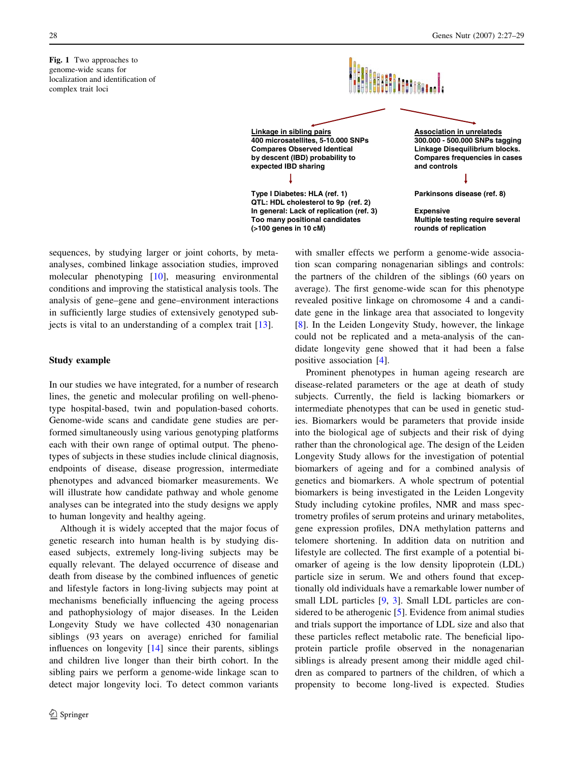**Fig. 1** Two approaches to genome-wide scans for localization and identification of complex trait loci

**Linkage in sibling pairs**
400 microsatellites, 5-10.000 SNPs
Compares Observed Identical by descent (IBD) probability to expected IBD sharing

Type I Diabetes: HLA (ref. 1)
QTL: HDL cholesterol to 9p (ref. 2)
In general: Lack of replication (ref. 3)
Too many positional candidates (>100 genes in 10 cM)

**Association in unrelateds**
300.000 - 500.000 SNPs tagging Linkage Disequilibrium blocks.
Compares frequencies in cases and controls

Parkinsons disease (ref. 8)

Expensive
Multiple testing require several rounds of replication

sequences, by studying larger or joint cohorts, by meta-analyses, combined linkage association studies, improved molecular phenotyping [10], measuring environmental conditions and improving the statistical analysis tools. The analysis of gene–gene and gene–environment interactions in sufficiently large studies of extensively genotyped subjects is vital to an understanding of a complex trait [13].

## Study example

In our studies we have integrated, for a number of research lines, the genetic and molecular profiling on well-phenotype hospital-based, twin and population-based cohorts. Genome-wide scans and candidate gene studies are performed simultaneously using various genotyping platforms each with their own range of optimal output. The phenotypes of subjects in these studies include clinical diagnosis, endpoints of disease, disease progression, intermediate phenotypes and advanced biomarker measurements. We will illustrate how candidate pathway and whole genome analyses can be integrated into the study designs we apply to human longevity and healthy ageing.

Although it is widely accepted that the major focus of genetic research into human health is by studying diseased subjects, extremely long-living subjects may be equally relevant. The delayed occurrence of disease and death from disease by the combined influences of genetic and lifestyle factors in long-living subjects may point at mechanisms beneficially influencing the ageing process and pathophysiology of major diseases. In the Leiden Longevity Study we have collected 430 nonagenarian siblings (93 years on average) enriched for familial influences on longevity [14] since their parents, siblings and children live longer than their birth cohort. In the sibling pairs we perform a genome-wide linkage scan to detect major longevity loci. To detect common variants with smaller effects we perform a genome-wide association scan comparing nonagenarian siblings and controls: the partners of the children of the siblings (60 years on average). The first genome-wide scan for this phenotype revealed positive linkage on chromosome 4 and a candidate gene in the linkage area that associated to longevity [8]. In the Leiden Longevity Study, however, the linkage could not be replicated and a meta-analysis of the candidate longevity gene showed that it had been a false positive association [4].

Prominent phenotypes in human ageing research are disease-related parameters or the age at death of study subjects. Currently, the field is lacking biomarkers or intermediate phenotypes that can be used in genetic studies. Biomarkers would be parameters that provide inside into the biological age of subjects and their risk of dying rather than the chronological age. The design of the Leiden Longevity Study allows for the investigation of potential biomarkers of ageing and for a combined analysis of genetics and biomarkers. A whole spectrum of potential biomarkers is being investigated in the Leiden Longevity Study including cytokine profiles, NMR and mass spectrometry profiles of serum proteins and urinary metabolites, gene expression profiles, DNA methylation patterns and telomere shortening. In addition data on nutrition and lifestyle are collected. The first example of a potential biomarker of ageing is the low density lipoprotein (LDL) particle size in serum. We and others found that exceptionally old individuals have a remarkable lower number of small LDL particles [9, 3]. Small LDL particles are considered to be atherogenic [5]. Evidence from animal studies and trials support the importance of LDL size and also that these particles reflect metabolic rate. The beneficial lipoprotein particle profile observed in the nonagenarian siblings is already present among their middle aged children as compared to partners of the children, of which a propensity to become long-lived is expected. Studies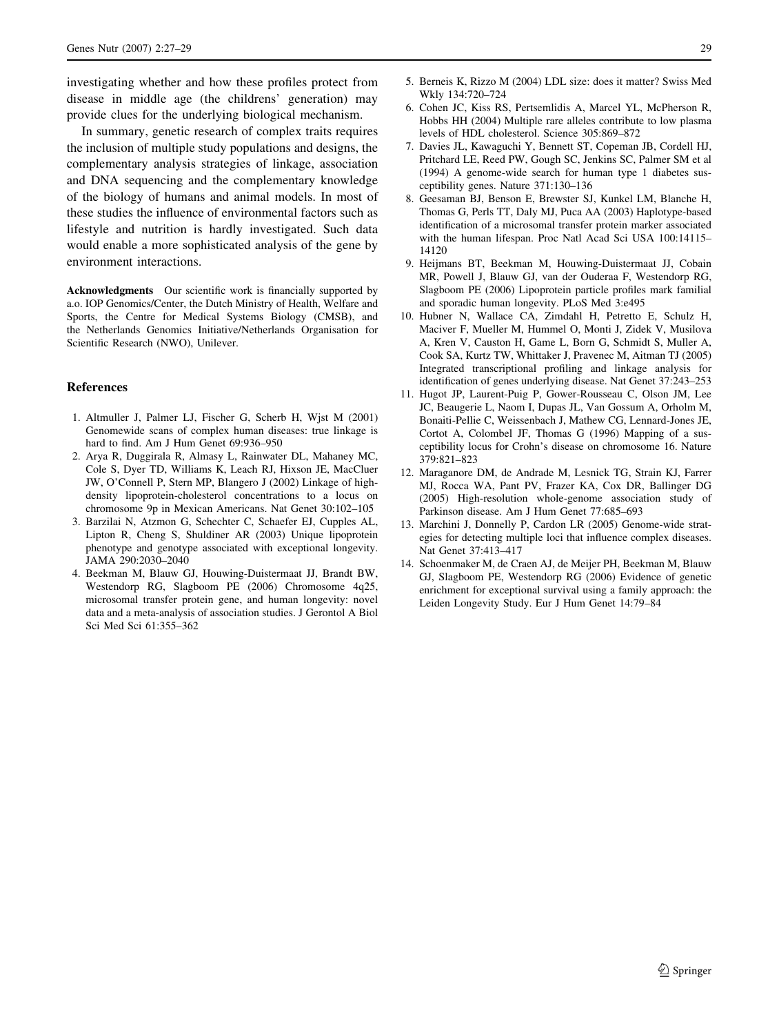investigating whether and how these profiles protect from disease in middle age (the childrens' generation) may provide clues for the underlying biological mechanism.

In summary, genetic research of complex traits requires the inclusion of multiple study populations and designs, the complementary analysis strategies of linkage, association and DNA sequencing and the complementary knowledge of the biology of humans and animal models. In most of these studies the influence of environmental factors such as lifestyle and nutrition is hardly investigated. Such data would enable a more sophisticated analysis of the gene by environment interactions.

**Acknowledgments** Our scientific work is financially supported by a.o. IOP Genomics/Center, the Dutch Ministry of Health, Welfare and Sports, the Centre for Medical Systems Biology (CMSB), and the Netherlands Genomics Initiative/Netherlands Organisation for Scientific Research (NWO), Unilever.

## References

1. Altmuller J, Palmer LJ, Fischer G, Scherb H, Wjst M (2001) Genomewide scans of complex human diseases: true linkage is hard to find. Am J Hum Genet 69:936–950
2. Arya R, Duggirala R, Almasy L, Rainwater DL, Mahaney MC, Cole S, Dyer TD, Williams K, Leach RJ, Hixson JE, MacCluer JW, O'Connell P, Stern MP, Blangero J (2002) Linkage of high-density lipoprotein-cholesterol concentrations to a locus on chromosome 9p in Mexican Americans. Nat Genet 30:102–105
3. Barzilai N, Atzmon G, Schechter C, Schaefer EJ, Cupples AL, Lipton R, Cheng S, Shuldiner AR (2003) Unique lipoprotein phenotype and genotype associated with exceptional longevity. JAMA 290:2030–2040
4. Beekman M, Blauw GJ, Houwing-Duistermaat JJ, Brandt BW, Westendorp RG, Slagboom PE (2006) Chromosome 4q25, microsomal transfer protein gene, and human longevity: novel data and a meta-analysis of association studies. J Gerontol A Biol Sci Med Sci 61:355–362
5. Berneis K, Rizzo M (2004) LDL size: does it matter? Swiss Med Wkly 134:720–724
6. Cohen JC, Kiss RS, Pertsemlidis A, Marcel YL, McPherson R, Hobbs HH (2004) Multiple rare alleles contribute to low plasma levels of HDL cholesterol. Science 305:869–872
7. Davies JL, Kawaguchi Y, Bennett ST, Copeman JB, Cordell HJ, Pritchard LE, Reed PW, Gough SC, Jenkins SC, Palmer SM et al (1994) A genome-wide search for human type 1 diabetes susceptibility genes. Nature 371:130–136
8. Geesaman BJ, Benson E, Brewster SJ, Kunkel LM, Blanche H, Thomas G, Perls TT, Daly MJ, Puca AA (2003) Haplotype-based identification of a microsomal transfer protein marker associated with the human lifespan. Proc Natl Acad Sci USA 100:14115–14120
9. Heijmans BT, Beekman M, Houwing-Duistermaat JJ, Cobain MR, Powell J, Blauw GJ, van der Ouderaa F, Westendorp RG, Slagboom PE (2006) Lipoprotein particle profiles mark familial and sporadic human longevity. PLoS Med 3:e495
10. Hubner N, Wallace CA, Zimdahl H, Petretto E, Schulz H, Maciver F, Mueller M, Hummel O, Monti J, Zidek V, Musilova A, Kren V, Causton H, Game L, Born G, Schmidt S, Muller A, Cook SA, Kurtz TW, Whittaker J, Pravenec M, Aitman TJ (2005) Integrated transcriptional profiling and linkage analysis for identification of genes underlying disease. Nat Genet 37:243–253
11. Hugot JP, Laurent-Puig P, Gower-Rousseau C, Olson JM, Lee JC, Beaugerie L, Naom I, Dupas JL, Van Gossum A, Orholm M, Bonaiti-Pellie C, Weissenbach J, Mathew CG, Lennard-Jones JE, Cortot A, Colombel JF, Thomas G (1996) Mapping of a susceptibility locus for Crohn's disease on chromosome 16. Nature 379:821–823
12. Maraganore DM, de Andrade M, Lesnick TG, Strain KJ, Farrer MJ, Rocca WA, Pant PV, Frazer KA, Cox DR, Ballinger DG (2005) High-resolution whole-genome association study of Parkinson disease. Am J Hum Genet 77:685–693
13. Marchini J, Donnelly P, Cardon LR (2005) Genome-wide strategies for detecting multiple loci that influence complex diseases. Nat Genet 37:413–417
14. Schoenmaker M, de Craen AJ, de Meijer PH, Beekman M, Blauw GJ, Slagboom PE, Westendorp RG (2006) Evidence of genetic enrichment for exceptional survival using a family approach: the Leiden Longevity Study. Eur J Hum Genet 14:79–84